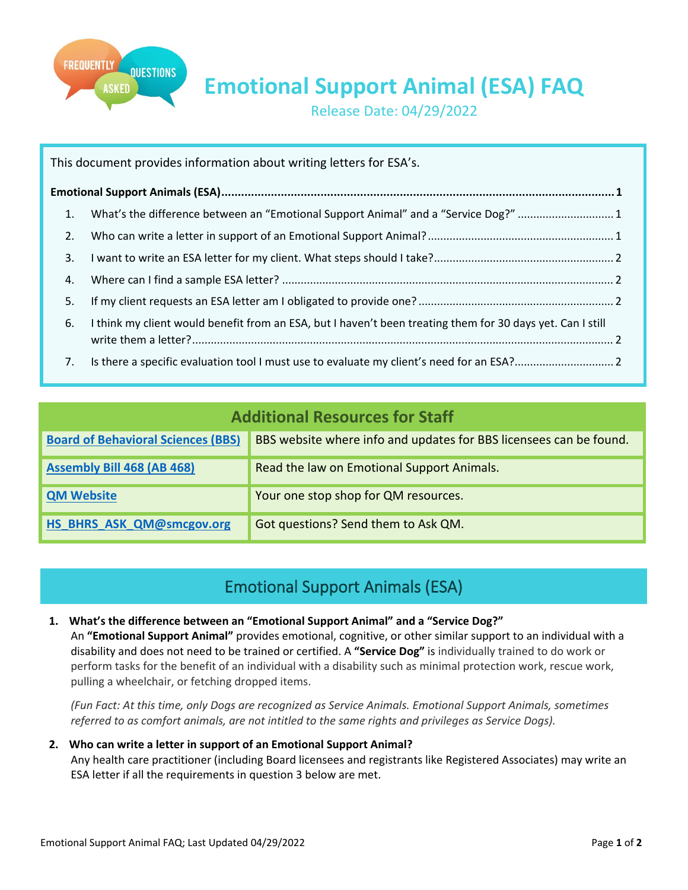# Emotional Support Animal (ESA) FAQ

Release Date: 04/29/2022

This document provides information about writing letters for ESA's.

**Emotional Support Animals (ESA)** ........ **1**

1. What's the difference between an "Emotional Support Animal" and a "Service Dog?" ........ 1
2. Who can write a letter in support of an Emotional Support Animal? ........ 1
3. I want to write an ESA letter for my client. What steps should I take? ........ 2
4. Where can I find a sample ESA letter? ........ 2
5. If my client requests an ESA letter am I obligated to provide one? ........ 2
6. I think my client would benefit from an ESA, but I haven't been treating them for 30 days yet. Can I still write them a letter? ........ 2
7. Is there a specific evaluation tool I must use to evaluate my client's need for an ESA? ........ 2

| Additional Resources for Staff | |
|---|---|
| Board of Behavioral Sciences (BBS) | BBS website where info and updates for BBS licensees can be found. |
| Assembly Bill 468 (AB 468) | Read the law on Emotional Support Animals. |
| QM Website | Your one stop shop for QM resources. |
| HS_BHRS_ASK_QM@smcgov.org | Got questions? Send them to Ask QM. |

## Emotional Support Animals (ESA)

1. **What's the difference between an "Emotional Support Animal" and a "Service Dog?"**
   An **"Emotional Support Animal"** provides emotional, cognitive, or other similar support to an individual with a disability and does not need to be trained or certified. A **"Service Dog"** is individually trained to do work or perform tasks for the benefit of an individual with a disability such as minimal protection work, rescue work, pulling a wheelchair, or fetching dropped items.

   *(Fun Fact: At this time, only Dogs are recognized as Service Animals. Emotional Support Animals, sometimes referred to as comfort animals, are not intitled to the same rights and privileges as Service Dogs).*

2. **Who can write a letter in support of an Emotional Support Animal?**
   Any health care practitioner (including Board licensees and registrants like Registered Associates) may write an ESA letter if all the requirements in question 3 below are met.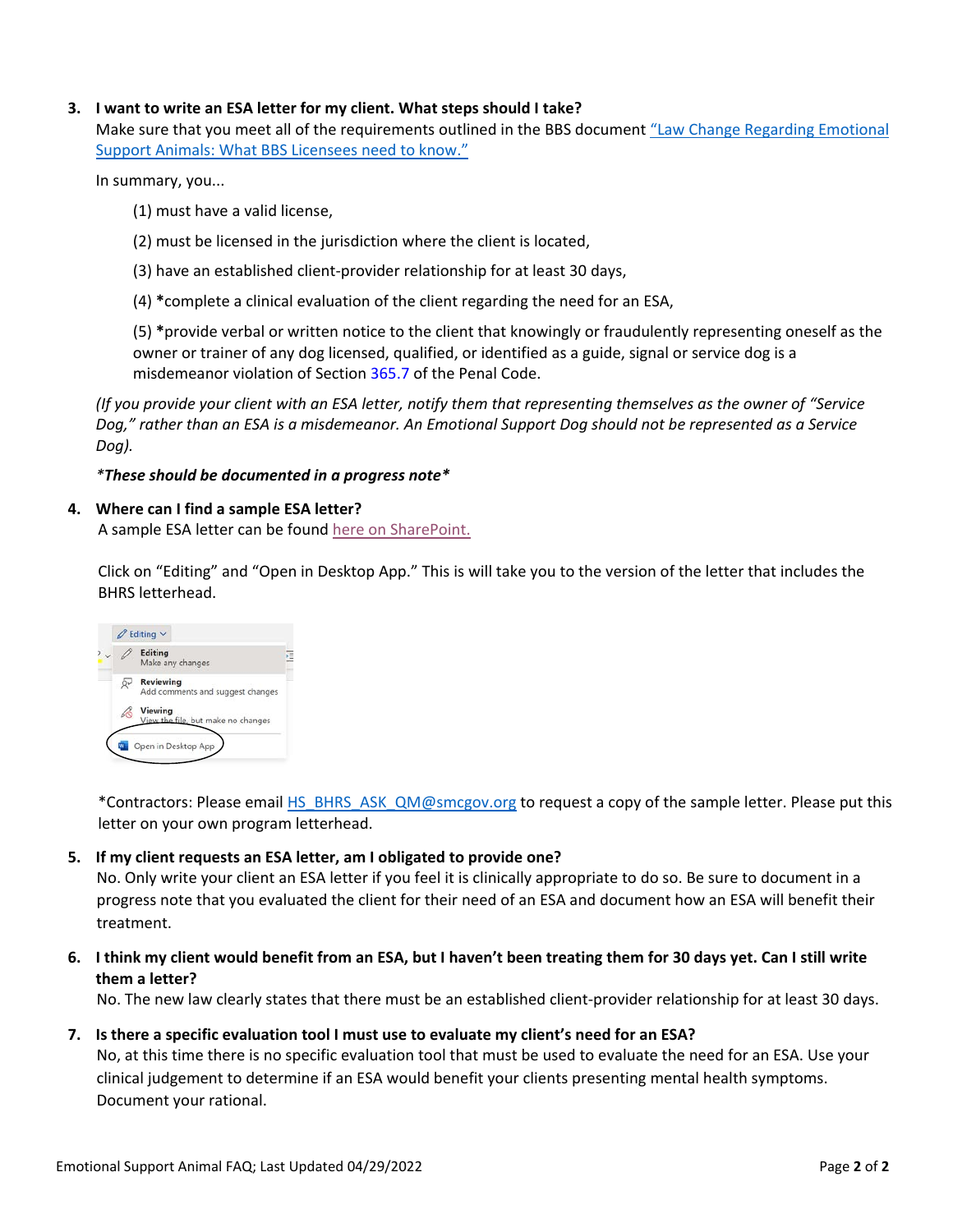3. **I want to write an ESA letter for my client. What steps should I take?**
   Make sure that you meet all of the requirements outlined in the BBS document "Law Change Regarding Emotional Support Animals: What BBS Licensees need to know."

   In summary, you...

   (1) must have a valid license,

   (2) must be licensed in the jurisdiction where the client is located,

   (3) have an established client-provider relationship for at least 30 days,

   (4) ***complete** a clinical evaluation of the client regarding the need for an ESA,

   (5) ***provide** verbal or written notice to the client that knowingly or fraudulently representing oneself as the owner or trainer of any dog licensed, qualified, or identified as a guide, signal or service dog is a misdemeanor violation of Section 365.7 of the Penal Code.

   *(If you provide your client with an ESA letter, notify them that representing themselves as the owner of "Service Dog," rather than an ESA is a misdemeanor. An Emotional Support Dog should not be represented as a Service Dog).*

   ***These should be documented in a progress note***

4. **Where can I find a sample ESA letter?**
   A sample ESA letter can be found here on SharePoint.

   Click on "Editing" and "Open in Desktop App." This is will take you to the version of the letter that includes the BHRS letterhead.

   Editing
   Editing — Make any changes
   Reviewing — Add comments and suggest changes
   Viewing — View the file, but make no changes
   Open in Desktop App

   *Contractors: Please email HS_BHRS_ASK_QM@smcgov.org to request a copy of the sample letter. Please put this letter on your own program letterhead.

5. **If my client requests an ESA letter, am I obligated to provide one?**
   No. Only write your client an ESA letter if you feel it is clinically appropriate to do so. Be sure to document in a progress note that you evaluated the client for their need of an ESA and document how an ESA will benefit their treatment.

6. **I think my client would benefit from an ESA, but I haven't been treating them for 30 days yet. Can I still write them a letter?**
   No. The new law clearly states that there must be an established client-provider relationship for at least 30 days.

7. **Is there a specific evaluation tool I must use to evaluate my client's need for an ESA?**
   No, at this time there is no specific evaluation tool that must be used to evaluate the need for an ESA. Use your clinical judgement to determine if an ESA would benefit your clients presenting mental health symptoms. Document your rational.

Emotional Support Animal FAQ; Last Updated 04/29/2022